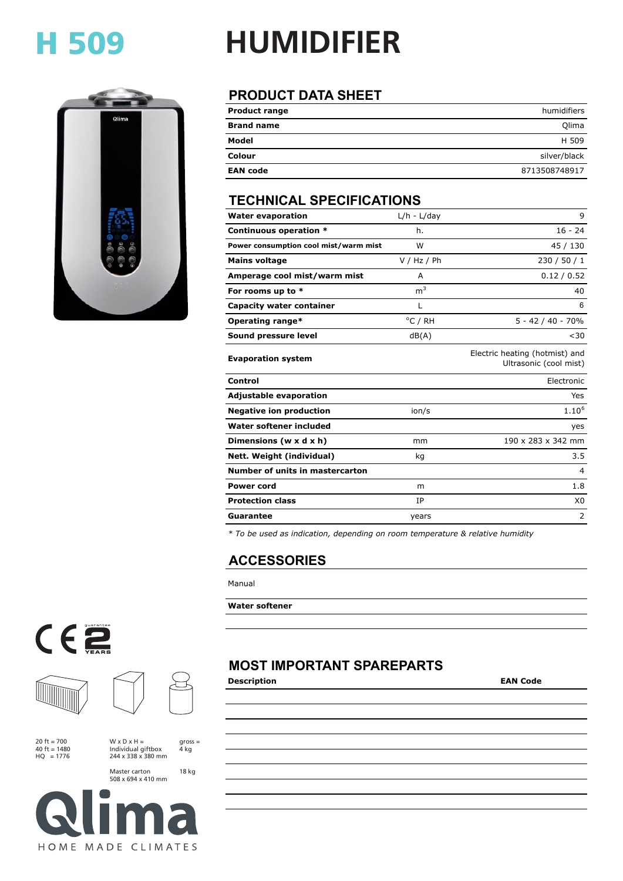# H 509 HUMIDIFIER

## PRODUCT DATA SHEET

| | |
|---|---|
| **Product range** | humidifiers |
| **Brand name** | Qlima |
| **Model** | H 509 |
| **Colour** | silver/black |
| **EAN code** | 8713508748917 |

## TECHNICAL SPECIFICATIONS

| | | |
|---|---|---|
| **Water evaporation** | L/h - L/day | 9 |
| **Continuous operation *** | h. | 16 - 24 |
| **Power consumption cool mist/warm mist** | W | 45 / 130 |
| **Mains voltage** | V / Hz / Ph | 230 / 50 / 1 |
| **Amperage cool mist/warm mist** | A | 0.12 / 0.52 |
| **For rooms up to *** | $m^3$ | 40 |
| **Capacity water container** | L | 6 |
| **Operating range*** | °C / RH | 5 - 42 / 40 - 70% |
| **Sound pressure level** | dB(A) | <30 |
| **Evaporation system** | | Electric heating (hotmist) and Ultrasonic (cool mist) |
| **Control** | | Electronic |
| **Adjustable evaporation** | | Yes |
| **Negative ion production** | ion/s | $1.10^6$ |
| **Water softener included** | | yes |
| **Dimensions (w x d x h)** | mm | 190 x 283 x 342 mm |
| **Nett. Weight (individual)** | kg | 3.5 |
| **Number of units in mastercarton** | | 4 |
| **Power cord** | m | 1.8 |
| **Protection class** | IP | X0 |
| **Guarantee** | years | 2 |

*\* To be used as indication, depending on room temperature & relative humidity*

## ACCESSORIES

Manual

**Water softener**

guarantee 2 YEARS

20 ft = 700
40 ft = 1480
HQ = 1776

W x D x H =
Individual giftbox
244 x 338 x 380 mm

gross =
4 kg

Master carton
508 x 694 x 410 mm

18 kg

## MOST IMPORTANT SPAREPARTS

| Description | EAN Code |
|---|---|
| | |

Qlima
HOME MADE CLIMATES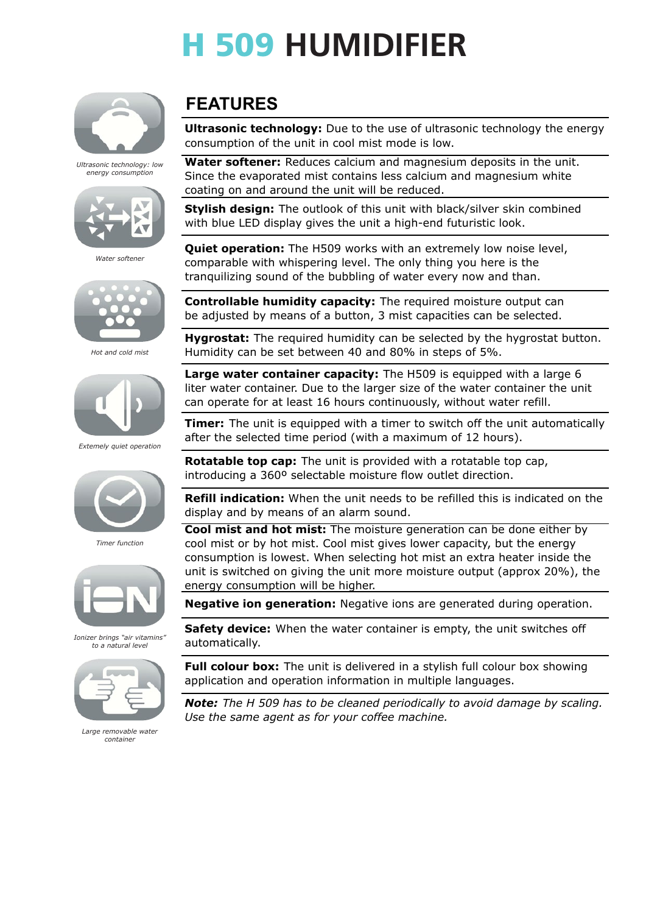# H 509 HUMIDIFIER

*Ultrasonic technology: low energy consumption*

*Water softener*

*Hot and cold mist*

*Extemely quiet operation*

*Timer function*

*Ionizer brings "air vitamins" to a natural level*

*Large removable water container*

## FEATURES

**Ultrasonic technology:** Due to the use of ultrasonic technology the energy consumption of the unit in cool mist mode is low.

**Water softener:** Reduces calcium and magnesium deposits in the unit. Since the evaporated mist contains less calcium and magnesium white coating on and around the unit will be reduced.

**Stylish design:** The outlook of this unit with black/silver skin combined with blue LED display gives the unit a high-end futuristic look.

**Quiet operation:** The H509 works with an extremely low noise level, comparable with whispering level. The only thing you here is the tranquilizing sound of the bubbling of water every now and than.

**Controllable humidity capacity:** The required moisture output can be adjusted by means of a button, 3 mist capacities can be selected.

**Hygrostat:** The required humidity can be selected by the hygrostat button. Humidity can be set between 40 and 80% in steps of 5%.

**Large water container capacity:** The H509 is equipped with a large 6 liter water container. Due to the larger size of the water container the unit can operate for at least 16 hours continuously, without water refill.

**Timer:** The unit is equipped with a timer to switch off the unit automatically after the selected time period (with a maximum of 12 hours).

**Rotatable top cap:** The unit is provided with a rotatable top cap, introducing a 360º selectable moisture flow outlet direction.

**Refill indication:** When the unit needs to be refilled this is indicated on the display and by means of an alarm sound.

**Cool mist and hot mist:** The moisture generation can be done either by cool mist or by hot mist. Cool mist gives lower capacity, but the energy consumption is lowest. When selecting hot mist an extra heater inside the unit is switched on giving the unit more moisture output (approx 20%), the energy consumption will be higher.

**Negative ion generation:** Negative ions are generated during operation.

**Safety device:** When the water container is empty, the unit switches off automatically.

**Full colour box:** The unit is delivered in a stylish full colour box showing application and operation information in multiple languages.

***Note:*** *The H 509 has to be cleaned periodically to avoid damage by scaling. Use the same agent as for your coffee machine.*